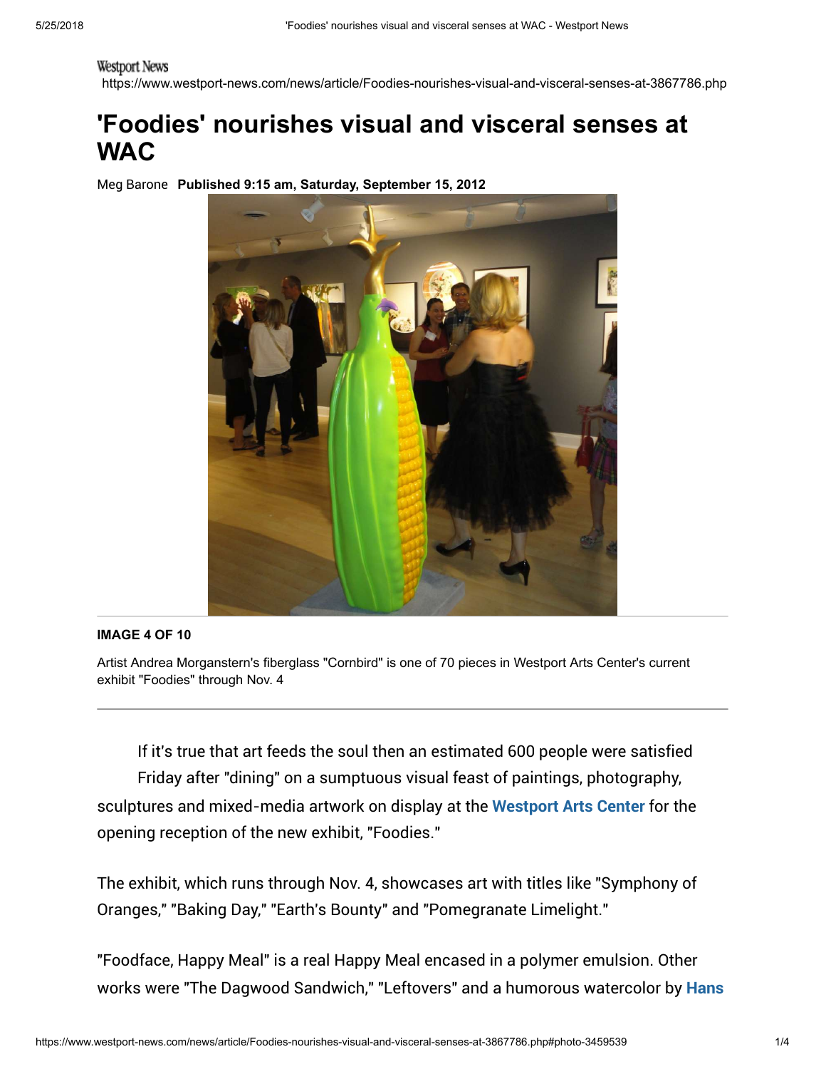Westport News

https://www.westport-news.com/news/article/Foodies-nourishes-visual-and-visceral-senses-at-3867786.php

# 'Foodies' nourishes visual and visceral senses at WAC

Meg Barone **Published 9:15 am, Saturday, September 15, 2012**

**IMAGE 4 OF 10**

Artist Andrea Morganstern's fiberglass "Cornbird" is one of 70 pieces in Westport Arts Center's current exhibit "Foodies" through Nov. 4

If it's true that art feeds the soul then an estimated 600 people were satisfied Friday after "dining" on a sumptuous visual feast of paintings, photography, sculptures and mixed-media artwork on display at the **Westport Arts Center** for the opening reception of the new exhibit, "Foodies."

The exhibit, which runs through Nov. 4, showcases art with titles like "Symphony of Oranges," "Baking Day," "Earth's Bounty" and "Pomegranate Limelight."

"Foodface, Happy Meal" is a real Happy Meal encased in a polymer emulsion. Other works were "The Dagwood Sandwich," "Leftovers" and a humorous watercolor by **Hans**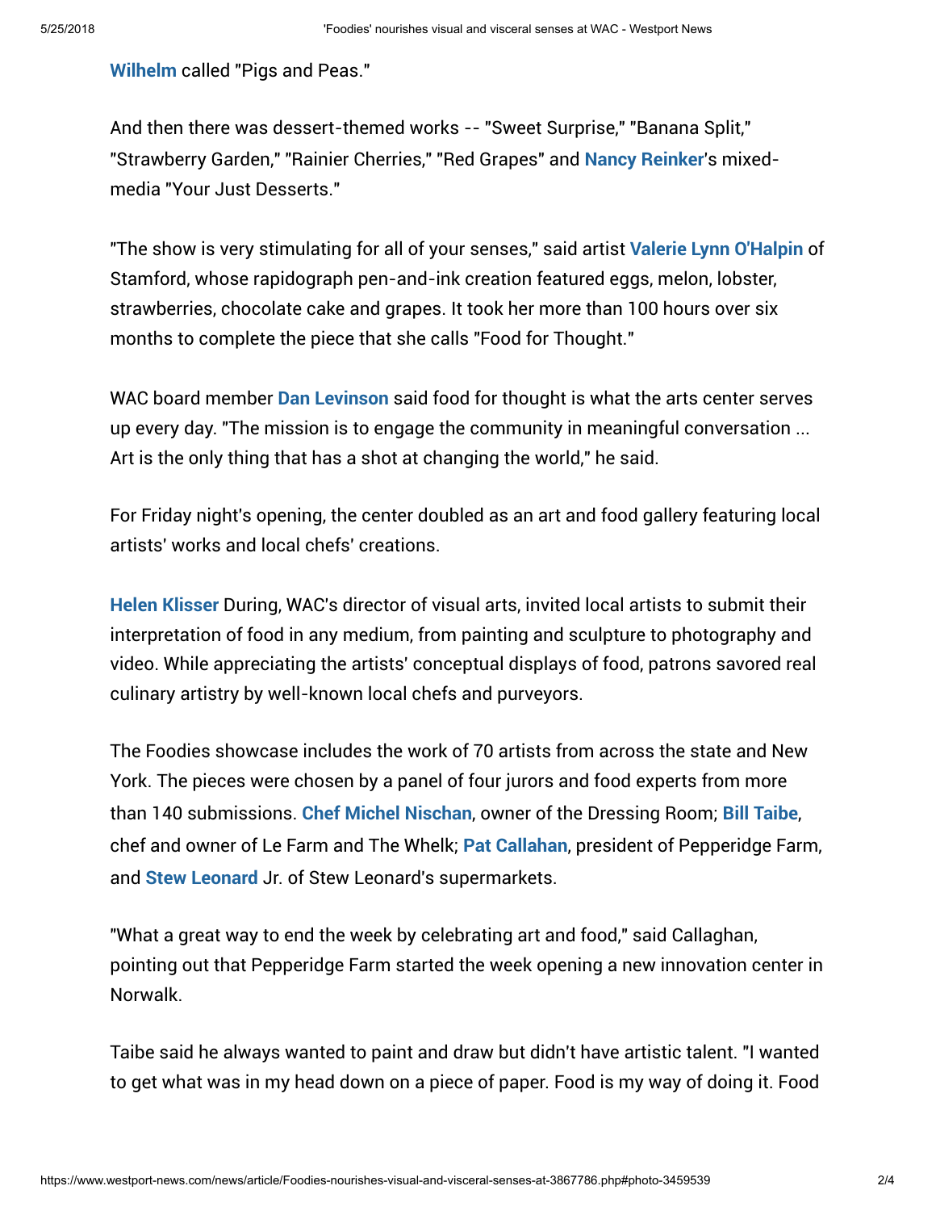Wilhelm called "Pigs and Peas."

And then there was dessert-themed works -- "Sweet Surprise," "Banana Split," "Strawberry Garden," "Rainier Cherries," "Red Grapes" and Nancy Reinker's mixed-media "Your Just Desserts."

"The show is very stimulating for all of your senses," said artist Valerie Lynn O'Halpin of Stamford, whose rapidograph pen-and-ink creation featured eggs, melon, lobster, strawberries, chocolate cake and grapes. It took her more than 100 hours over six months to complete the piece that she calls "Food for Thought."

WAC board member Dan Levinson said food for thought is what the arts center serves up every day. "The mission is to engage the community in meaningful conversation ... Art is the only thing that has a shot at changing the world," he said.

For Friday night's opening, the center doubled as an art and food gallery featuring local artists' works and local chefs' creations.

Helen Klisser During, WAC's director of visual arts, invited local artists to submit their interpretation of food in any medium, from painting and sculpture to photography and video. While appreciating the artists' conceptual displays of food, patrons savored real culinary artistry by well-known local chefs and purveyors.

The Foodies showcase includes the work of 70 artists from across the state and New York. The pieces were chosen by a panel of four jurors and food experts from more than 140 submissions. Chef Michel Nischan, owner of the Dressing Room; Bill Taibe, chef and owner of Le Farm and The Whelk; Pat Callahan, president of Pepperidge Farm, and Stew Leonard Jr. of Stew Leonard's supermarkets.

"What a great way to end the week by celebrating art and food," said Callaghan, pointing out that Pepperidge Farm started the week opening a new innovation center in Norwalk.

Taibe said he always wanted to paint and draw but didn't have artistic talent. "I wanted to get what was in my head down on a piece of paper. Food is my way of doing it. Food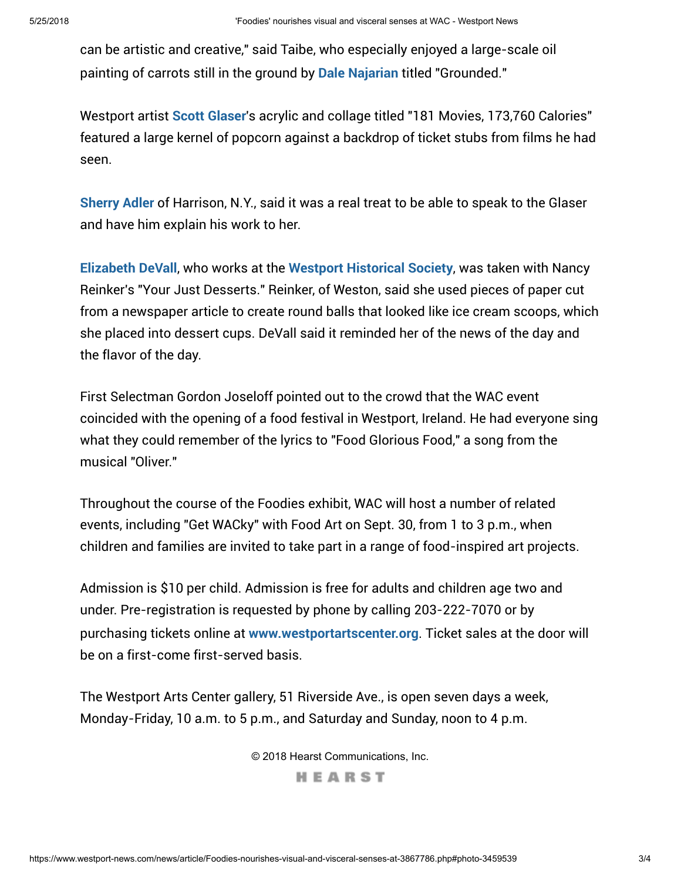can be artistic and creative," said Taibe, who especially enjoyed a large-scale oil painting of carrots still in the ground by **Dale Najarian** titled "Grounded."

Westport artist **Scott Glaser**'s acrylic and collage titled "181 Movies, 173,760 Calories" featured a large kernel of popcorn against a backdrop of ticket stubs from films he had seen.

**Sherry Adler** of Harrison, N.Y., said it was a real treat to be able to speak to the Glaser and have him explain his work to her.

**Elizabeth DeVall**, who works at the **Westport Historical Society**, was taken with Nancy Reinker's "Your Just Desserts." Reinker, of Weston, said she used pieces of paper cut from a newspaper article to create round balls that looked like ice cream scoops, which she placed into dessert cups. DeVall said it reminded her of the news of the day and the flavor of the day.

First Selectman Gordon Joseloff pointed out to the crowd that the WAC event coincided with the opening of a food festival in Westport, Ireland. He had everyone sing what they could remember of the lyrics to "Food Glorious Food," a song from the musical "Oliver."

Throughout the course of the Foodies exhibit, WAC will host a number of related events, including "Get WACky" with Food Art on Sept. 30, from 1 to 3 p.m., when children and families are invited to take part in a range of food-inspired art projects.

Admission is $10 per child. Admission is free for adults and children age two and under. Pre-registration is requested by phone by calling 203-222-7070 or by purchasing tickets online at **www.westportartscenter.org**. Ticket sales at the door will be on a first-come first-served basis.

The Westport Arts Center gallery, 51 Riverside Ave., is open seven days a week, Monday-Friday, 10 a.m. to 5 p.m., and Saturday and Sunday, noon to 4 p.m.

© 2018 Hearst Communications, Inc.

HEARST